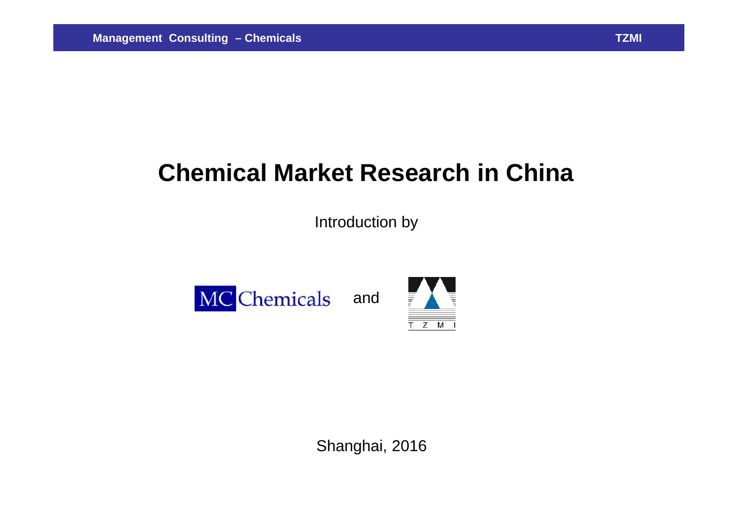# Chemical Market Research in China

Introduction by

MC Chemicals and TZMI

Shanghai, 2016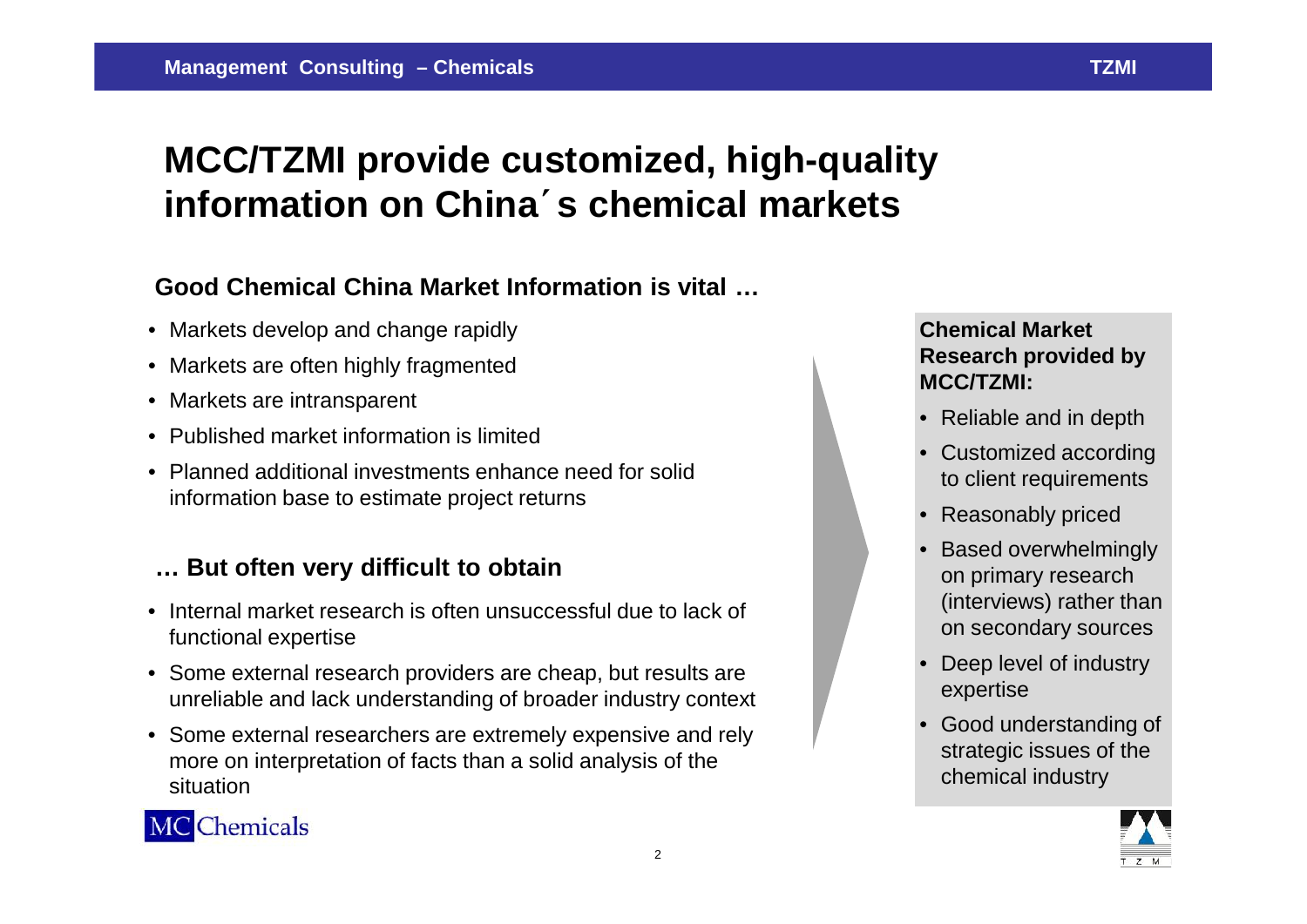# MCC/TZMI provide customized, high-quality information on China´s chemical markets

## Good Chemical China Market Information is vital …

- Markets develop and change rapidly
- Markets are often highly fragmented
- Markets are intransparent
- Published market information is limited
- Planned additional investments enhance need for solid information base to estimate project returns

## … But often very difficult to obtain

- Internal market research is often unsuccessful due to lack of functional expertise
- Some external research providers are cheap, but results are unreliable and lack understanding of broader industry context
- Some external researchers are extremely expensive and rely more on interpretation of facts than a solid analysis of the situation

### Chemical Market Research provided by MCC/TZMI:

- Reliable and in depth
- Customized according to client requirements
- Reasonably priced
- Based overwhelmingly on primary research (interviews) rather than on secondary sources
- Deep level of industry expertise
- Good understanding of strategic issues of the chemical industry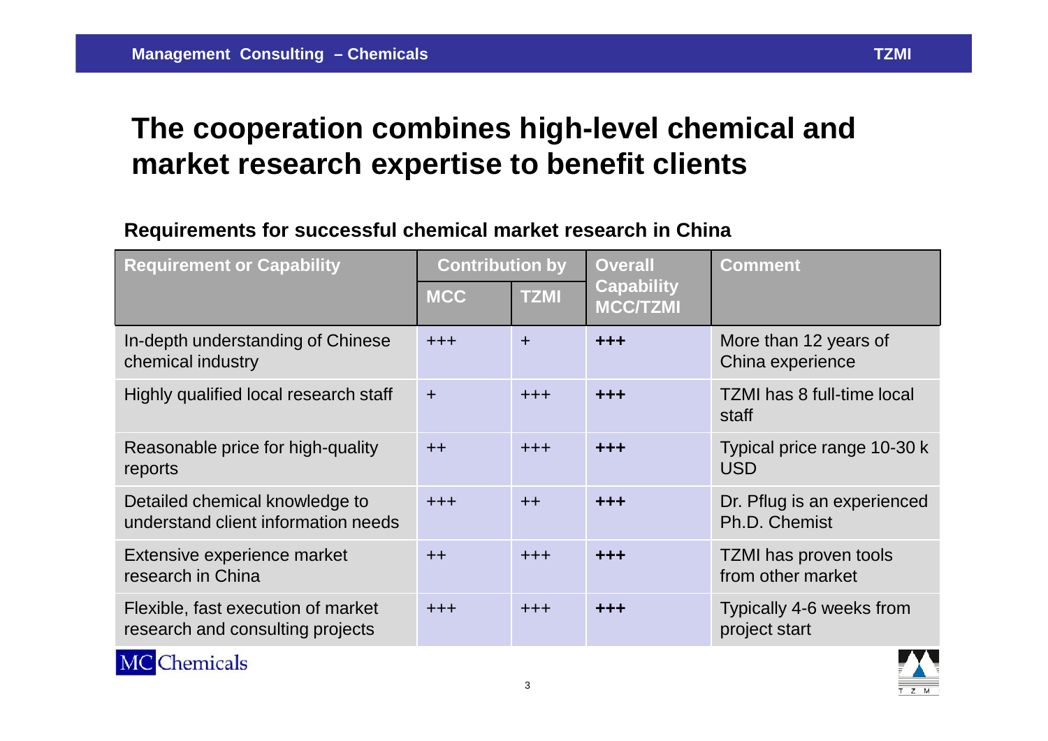# The cooperation combines high-level chemical and market research expertise to benefit clients

**Requirements for successful chemical market research in China**

| Requirement or Capability | Contribution by | | Overall Capability MCC/TZMI | Comment |
|---|---|---|---|---|
| | MCC | TZMI | | |
| In-depth understanding of Chinese chemical industry | +++ | + | **+++** | More than 12 years of China experience |
| Highly qualified local research staff | + | +++ | **+++** | TZMI has 8 full-time local staff |
| Reasonable price for high-quality reports | ++ | +++ | **+++** | Typical price range 10-30 k USD |
| Detailed chemical knowledge to understand client information needs | +++ | ++ | **+++** | Dr. Pflug is an experienced Ph.D. Chemist |
| Extensive experience market research in China | ++ | +++ | **+++** | TZMI has proven tools from other market |
| Flexible, fast execution of market research and consulting projects | +++ | +++ | **+++** | Typically 4-6 weeks from project start |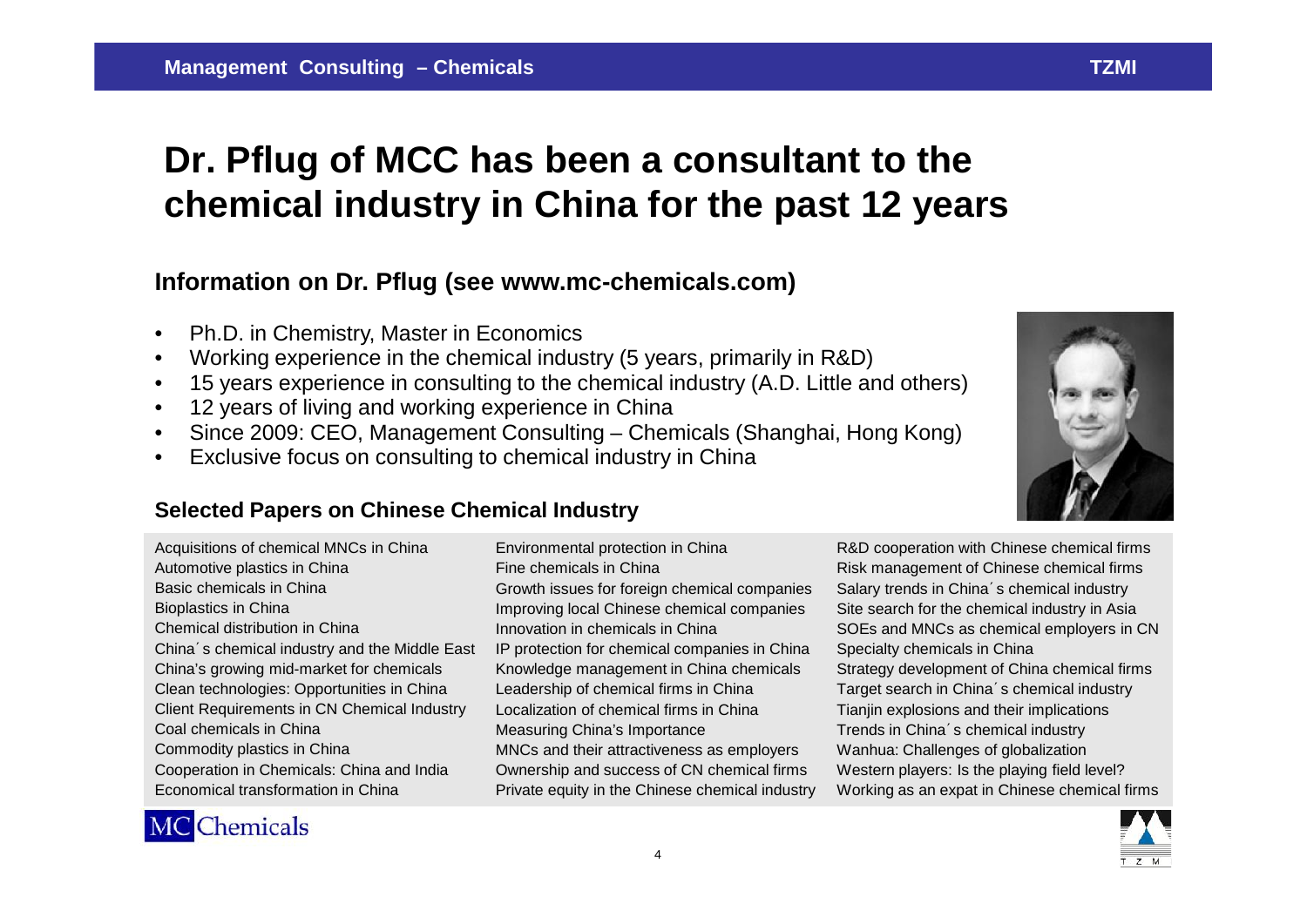# Dr. Pflug of MCC has been a consultant to the chemical industry in China for the past 12 years

## Information on Dr. Pflug (see www.mc-chemicals.com)

- Ph.D. in Chemistry, Master in Economics
- Working experience in the chemical industry (5 years, primarily in R&D)
- 15 years experience in consulting to the chemical industry (A.D. Little and others)
- 12 years of living and working experience in China
- Since 2009: CEO, Management Consulting – Chemicals (Shanghai, Hong Kong)
- Exclusive focus on consulting to chemical industry in China

### Selected Papers on Chinese Chemical Industry

Acquisitions of chemical MNCs in China
Automotive plastics in China
Basic chemicals in China
Bioplastics in China
Chemical distribution in China
China´s chemical industry and the Middle East
China's growing mid-market for chemicals
Clean technologies: Opportunities in China
Client Requirements in CN Chemical Industry
Coal chemicals in China
Commodity plastics in China
Cooperation in Chemicals: China and India
Economical transformation in China
Environmental protection in China
Fine chemicals in China
Growth issues for foreign chemical companies
Improving local Chinese chemical companies
Innovation in chemicals in China
IP protection for chemical companies in China
Knowledge management in China chemicals
Leadership of chemical firms in China
Localization of chemical firms in China
Measuring China's Importance
MNCs and their attractiveness as employers
Ownership and success of CN chemical firms
Private equity in the Chinese chemical industry
R&D cooperation with Chinese chemical firms
Risk management of Chinese chemical firms
Salary trends in China´s chemical industry
Site search for the chemical industry in Asia
SOEs and MNCs as chemical employers in CN
Specialty chemicals in China
Strategy development of China chemical firms
Target search in China´s chemical industry
Tianjin explosions and their implications
Trends in China´s chemical industry
Wanhua: Challenges of globalization
Western players: Is the playing field level?
Working as an expat in Chinese chemical firms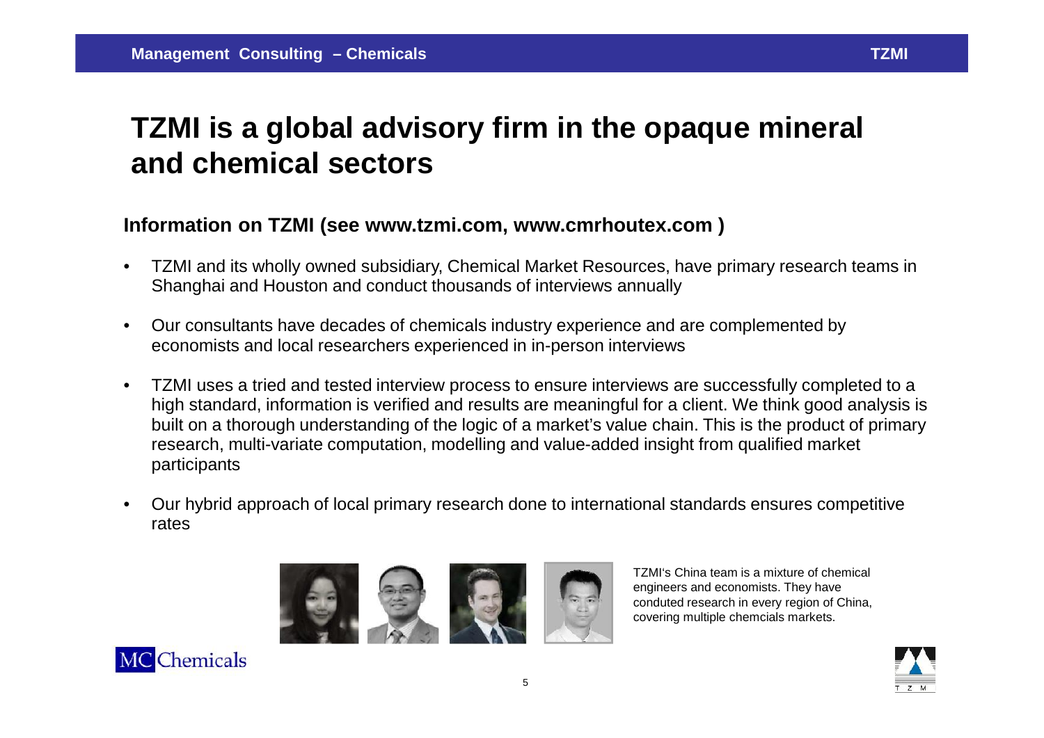# TZMI is a global advisory firm in the opaque mineral and chemical sectors

## Information on TZMI (see www.tzmi.com, www.cmrhoutex.com )

- TZMI and its wholly owned subsidiary, Chemical Market Resources, have primary research teams in Shanghai and Houston and conduct thousands of interviews annually
- Our consultants have decades of chemicals industry experience and are complemented by economists and local researchers experienced in in-person interviews
- TZMI uses a tried and tested interview process to ensure interviews are successfully completed to a high standard, information is verified and results are meaningful for a client. We think good analysis is built on a thorough understanding of the logic of a market's value chain. This is the product of primary research, multi-variate computation, modelling and value-added insight from qualified market participants
- Our hybrid approach of local primary research done to international standards ensures competitive rates

TZMI's China team is a mixture of chemical engineers and economists. They have conduted research in every region of China, covering multiple chemcials markets.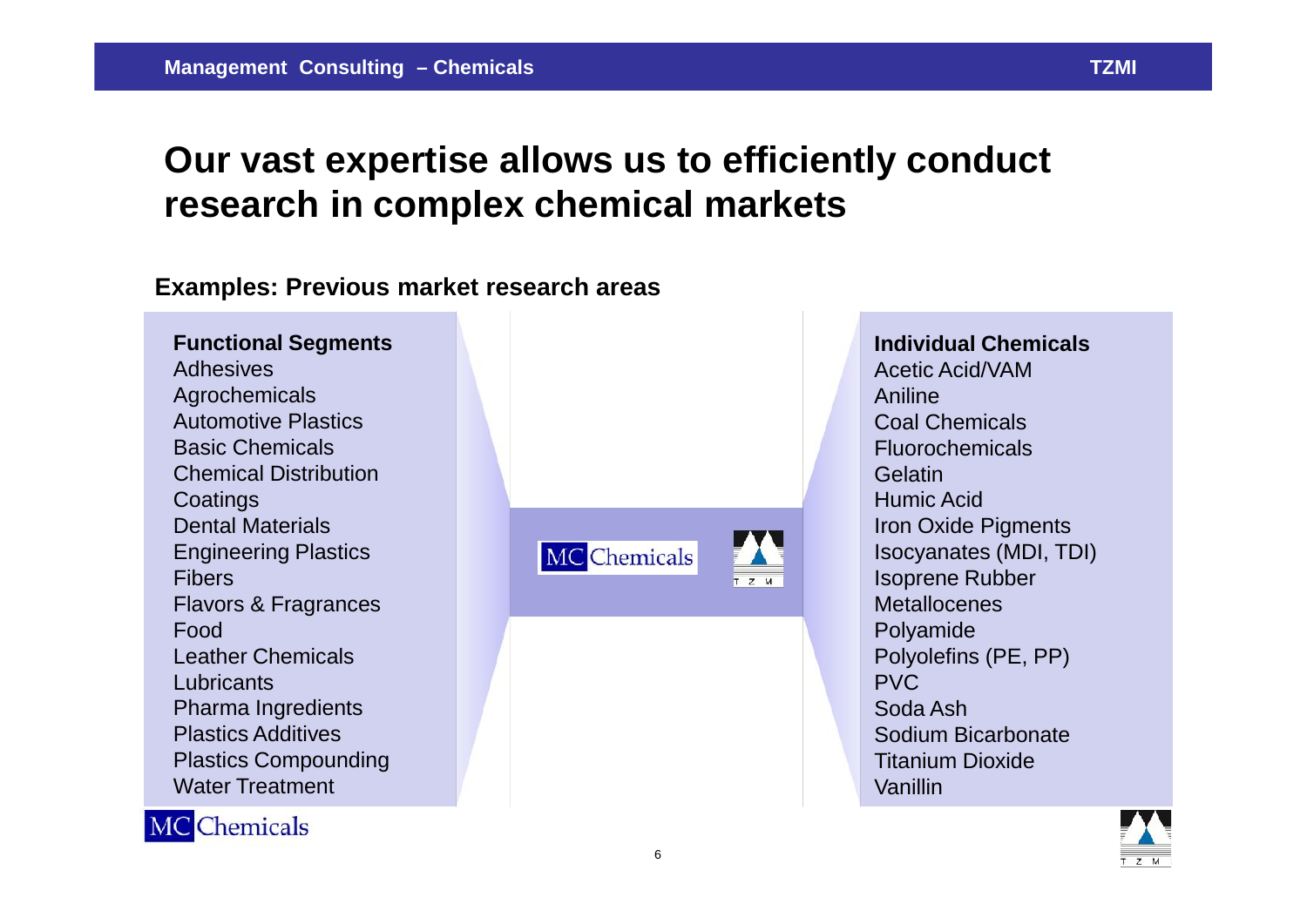# Our vast expertise allows us to efficiently conduct research in complex chemical markets

**Examples: Previous market research areas**

**Functional Segments**

- Adhesives
- Agrochemicals
- Automotive Plastics
- Basic Chemicals
- Chemical Distribution
- Coatings
- Dental Materials
- Engineering Plastics
- Fibers
- Flavors & Fragrances
- Food
- Leather Chemicals
- Lubricants
- Pharma Ingredients
- Plastics Additives
- Plastics Compounding
- Water Treatment

MC Chemicals | TZM

**Individual Chemicals**

- Acetic Acid/VAM
- Aniline
- Coal Chemicals
- Fluorochemicals
- Gelatin
- Humic Acid
- Iron Oxide Pigments
- Isocyanates (MDI, TDI)
- Isoprene Rubber
- Metallocenes
- Polyamide
- Polyolefins (PE, PP)
- PVC
- Soda Ash
- Sodium Bicarbonate
- Titanium Dioxide
- Vanillin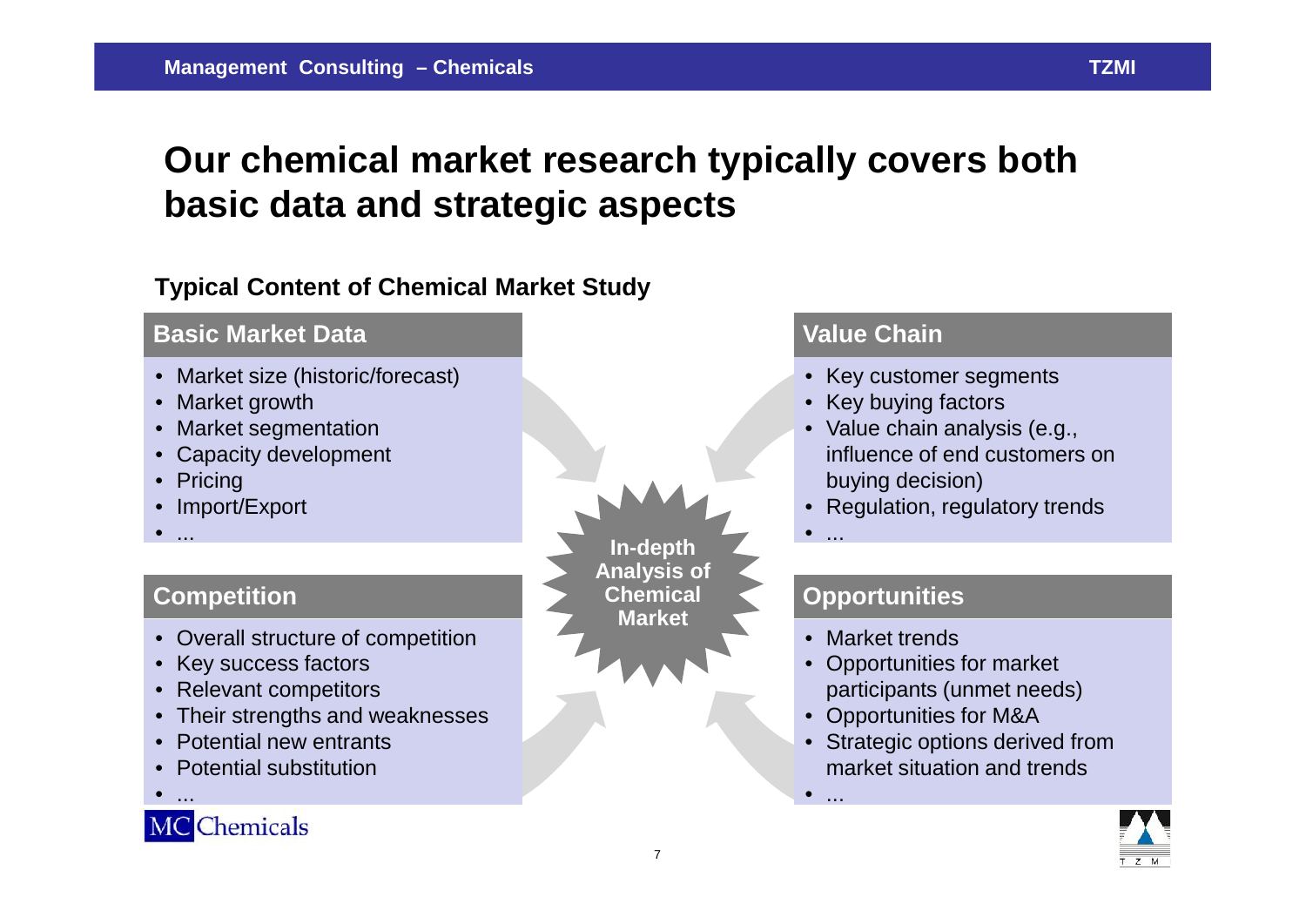# Our chemical market research typically covers both basic data and strategic aspects

**Typical Content of Chemical Market Study**

## Basic Market Data

- Market size (historic/forecast)
- Market growth
- Market segmentation
- Capacity development
- Pricing
- Import/Export
- ...

## Value Chain

- Key customer segments
- Key buying factors
- Value chain analysis (e.g., influence of end customers on buying decision)
- Regulation, regulatory trends
- ...

**In-depth Analysis of Chemical Market**

## Competition

- Overall structure of competition
- Key success factors
- Relevant competitors
- Their strengths and weaknesses
- Potential new entrants
- Potential substitution
- ...

## Opportunities

- Market trends
- Opportunities for market participants (unmet needs)
- Opportunities for M&A
- Strategic options derived from market situation and trends
- ...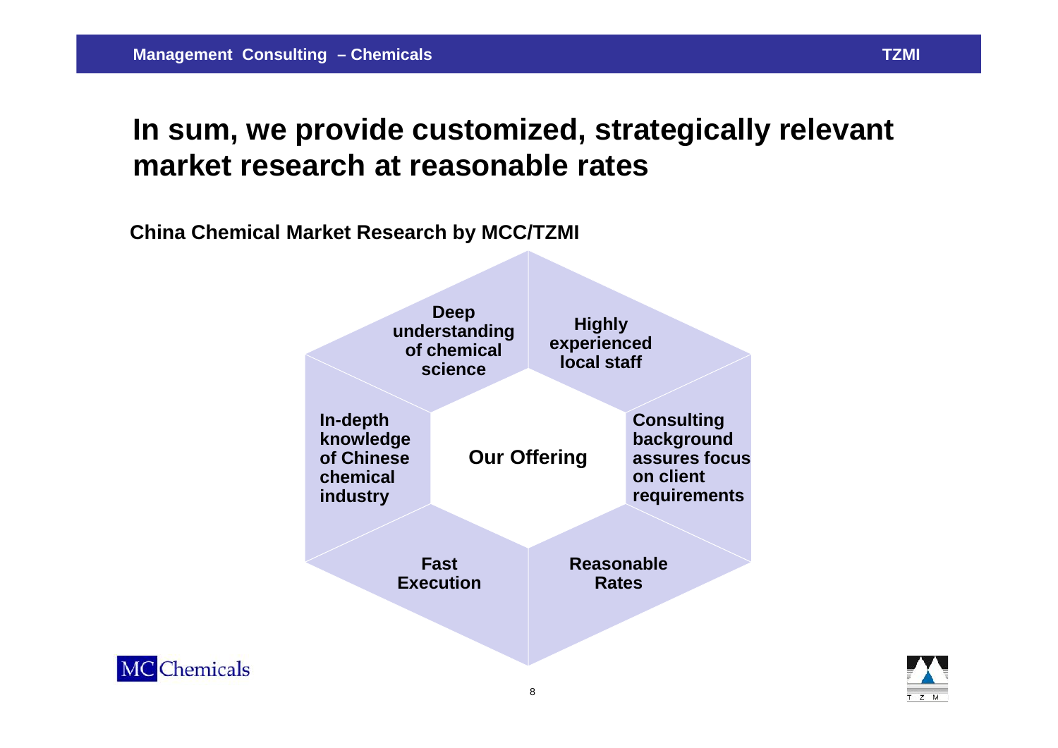# In sum, we provide customized, strategically relevant market research at reasonable rates

**China Chemical Market Research by MCC/TZMI**

**Our Offering**

- **Deep understanding of chemical science**
- **Highly experienced local staff**
- **Consulting background assures focus on client requirements**
- **Reasonable Rates**
- **Fast Execution**
- **In-depth knowledge of Chinese chemical industry**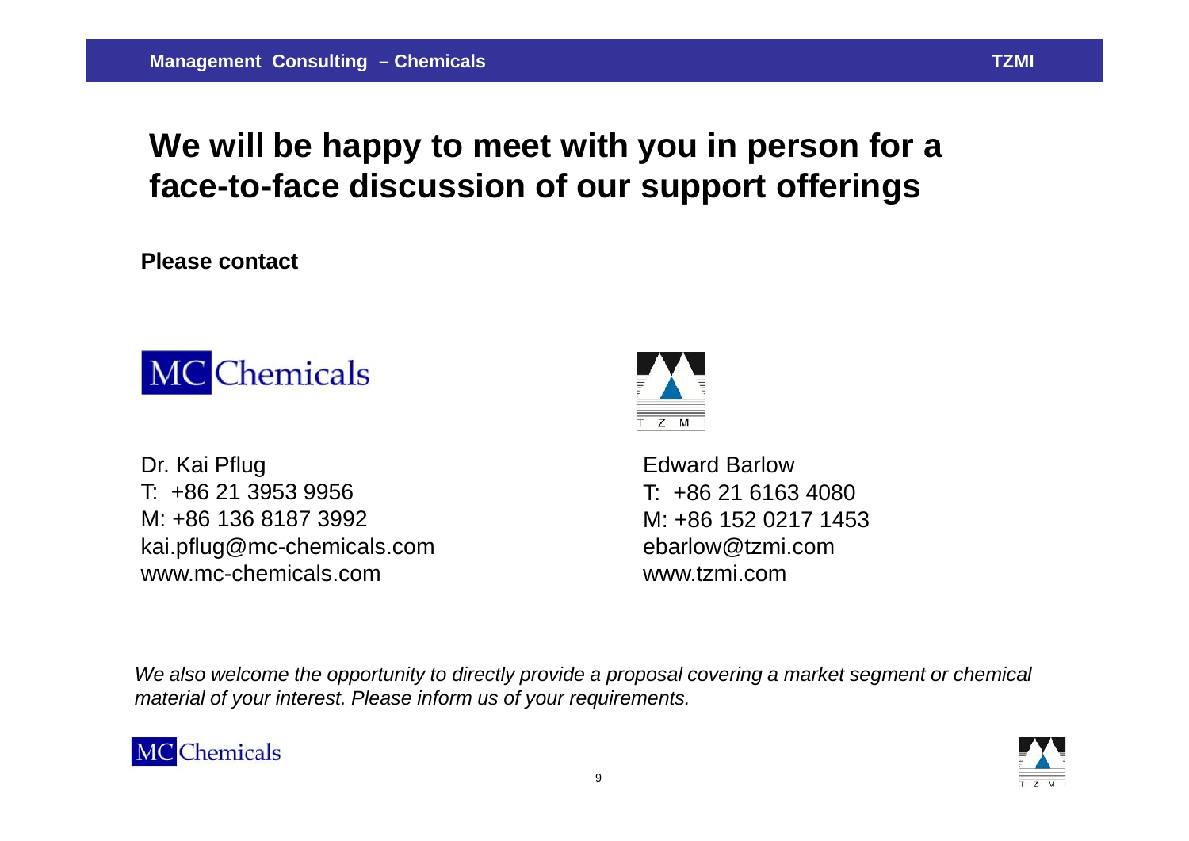# We will be happy to meet with you in person for a face-to-face discussion of our support offerings

**Please contact**

MC Chemicals

Dr. Kai Pflug
T: +86 21 3953 9956
M: +86 136 8187 3992
kai.pflug@mc-chemicals.com
www.mc-chemicals.com

TZMI

Edward Barlow
T: +86 21 6163 4080
M: +86 152 0217 1453
ebarlow@tzmi.com
www.tzmi.com

*We also welcome the opportunity to directly provide a proposal covering a market segment or chemical material of your interest. Please inform us of your requirements.*